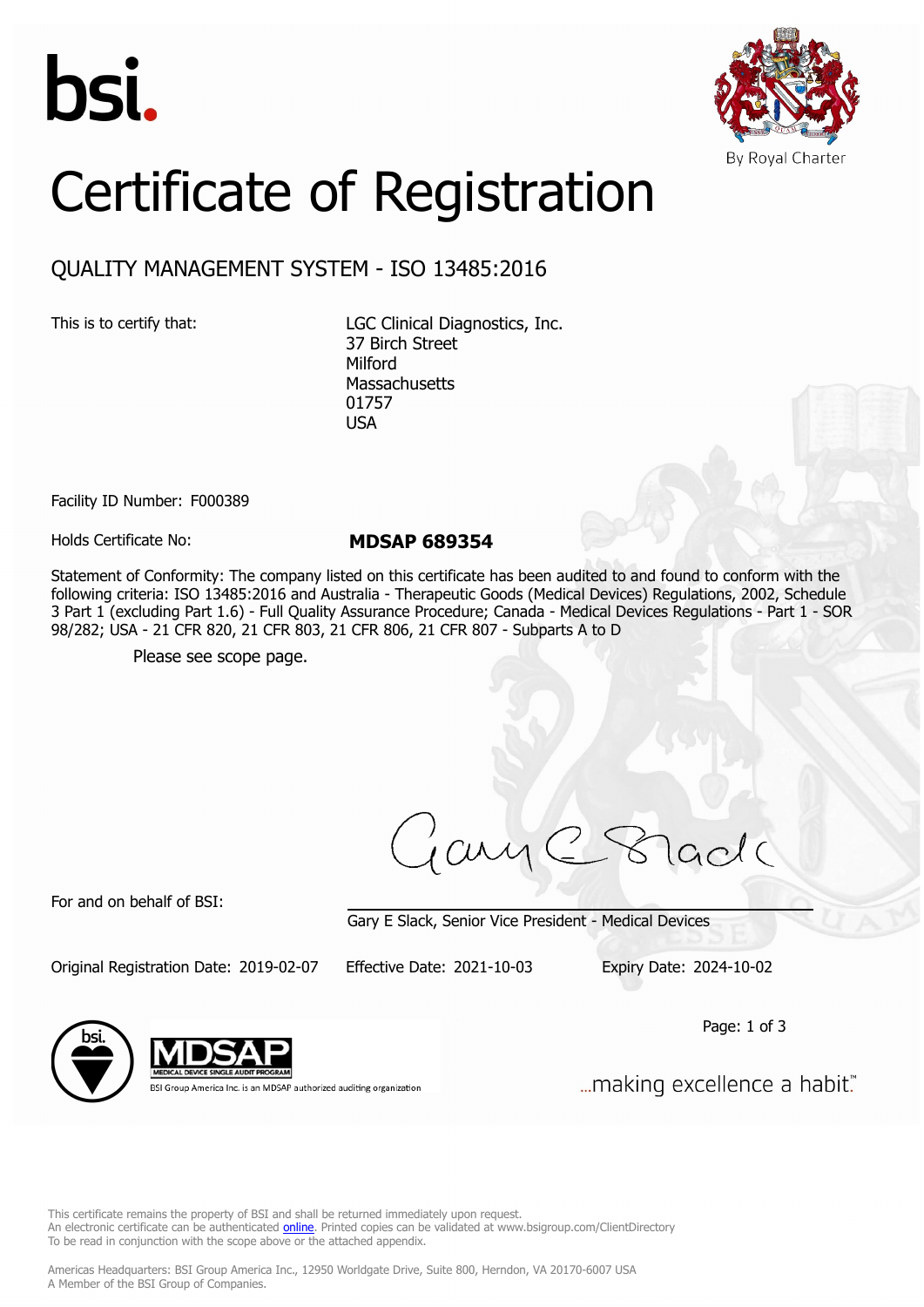bsi.

By Royal Charter

# Certificate of Registration

## QUALITY MANAGEMENT SYSTEM - ISO 13485:2016

This is to certify that:

LGC Clinical Diagnostics, Inc.
37 Birch Street
Milford
Massachusetts
01757
USA

Facility ID Number: F000389

Holds Certificate No: **MDSAP 689354**

Statement of Conformity: The company listed on this certificate has been audited to and found to conform with the following criteria: ISO 13485:2016 and Australia - Therapeutic Goods (Medical Devices) Regulations, 2002, Schedule 3 Part 1 (excluding Part 1.6) - Full Quality Assurance Procedure; Canada - Medical Devices Regulations - Part 1 - SOR 98/282; USA - 21 CFR 820, 21 CFR 803, 21 CFR 806, 21 CFR 807 - Subparts A to D

Please see scope page.

For and on behalf of BSI:

Gary E Slack, Senior Vice President - Medical Devices

Original Registration Date: 2019-02-07 Effective Date: 2021-10-03 Expiry Date: 2024-10-02

BSI Group America Inc. is an MDSAP authorized auditing organization

...making excellence a habit.™

This certificate remains the property of BSI and shall be returned immediately upon request.
An electronic certificate can be authenticated online. Printed copies can be validated at www.bsigroup.com/ClientDirectory
To be read in conjunction with the scope above or the attached appendix.

Americas Headquarters: BSI Group America Inc., 12950 Worldgate Drive, Suite 800, Herndon, VA 20170-6007 USA
A Member of the BSI Group of Companies.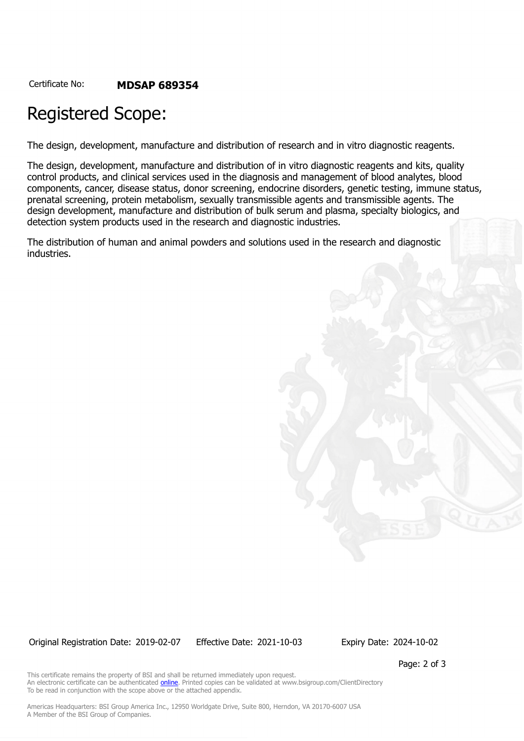Certificate No: **MDSAP 689354**

# Registered Scope:

The design, development, manufacture and distribution of research and in vitro diagnostic reagents.

The design, development, manufacture and distribution of in vitro diagnostic reagents and kits, quality control products, and clinical services used in the diagnosis and management of blood analytes, blood components, cancer, disease status, donor screening, endocrine disorders, genetic testing, immune status, prenatal screening, protein metabolism, sexually transmissible agents and transmissible agents. The design development, manufacture and distribution of bulk serum and plasma, specialty biologics, and detection system products used in the research and diagnostic industries.

The distribution of human and animal powders and solutions used in the research and diagnostic industries.

Original Registration Date: 2019-02-07 Effective Date: 2021-10-03 Expiry Date: 2024-10-02

This certificate remains the property of BSI and shall be returned immediately upon request.
An electronic certificate can be authenticated online. Printed copies can be validated at www.bsigroup.com/ClientDirectory
To be read in conjunction with the scope above or the attached appendix.

Americas Headquarters: BSI Group America Inc., 12950 Worldgate Drive, Suite 800, Herndon, VA 20170-6007 USA
A Member of the BSI Group of Companies.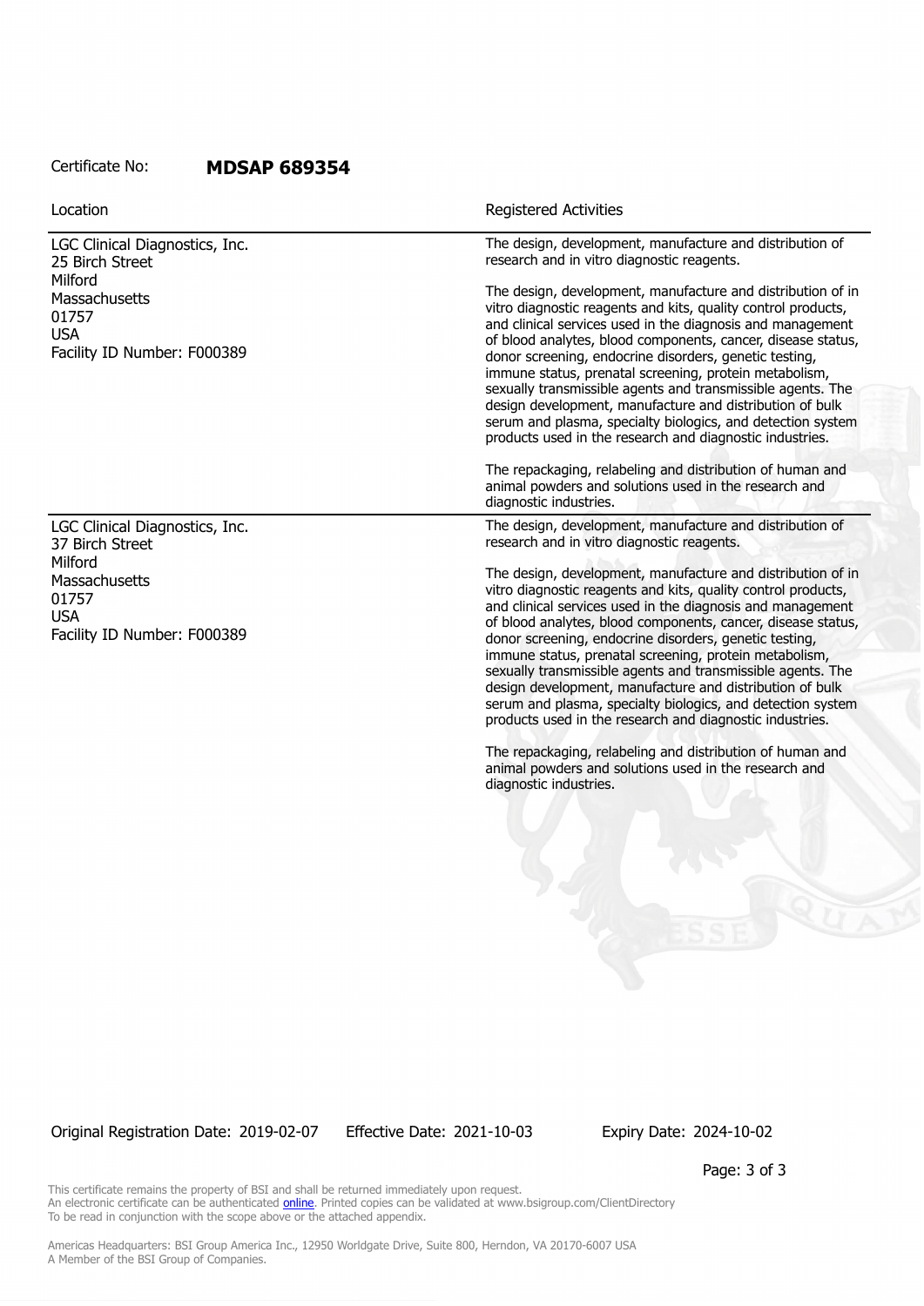Certificate No: **MDSAP 689354**

| Location | Registered Activities |
| --- | --- |
| LGC Clinical Diagnostics, Inc.<br>25 Birch Street<br>Milford<br>Massachusetts<br>01757<br>USA<br>Facility ID Number: F000389 | The design, development, manufacture and distribution of research and in vitro diagnostic reagents.<br><br>The design, development, manufacture and distribution of in vitro diagnostic reagents and kits, quality control products, and clinical services used in the diagnosis and management of blood analytes, blood components, cancer, disease status, donor screening, endocrine disorders, genetic testing, immune status, prenatal screening, protein metabolism, sexually transmissible agents and transmissible agents. The design development, manufacture and distribution of bulk serum and plasma, specialty biologics, and detection system products used in the research and diagnostic industries.<br><br>The repackaging, relabeling and distribution of human and animal powders and solutions used in the research and diagnostic industries. |
| LGC Clinical Diagnostics, Inc.<br>37 Birch Street<br>Milford<br>Massachusetts<br>01757<br>USA<br>Facility ID Number: F000389 | The design, development, manufacture and distribution of research and in vitro diagnostic reagents.<br><br>The design, development, manufacture and distribution of in vitro diagnostic reagents and kits, quality control products, and clinical services used in the diagnosis and management of blood analytes, blood components, cancer, disease status, donor screening, endocrine disorders, genetic testing, immune status, prenatal screening, protein metabolism, sexually transmissible agents and transmissible agents. The design development, manufacture and distribution of bulk serum and plasma, specialty biologics, and detection system products used in the research and diagnostic industries.<br><br>The repackaging, relabeling and distribution of human and animal powders and solutions used in the research and diagnostic industries. |

Original Registration Date: 2019-02-07    Effective Date: 2021-10-03    Expiry Date: 2024-10-02

This certificate remains the property of BSI and shall be returned immediately upon request.
An electronic certificate can be authenticated online. Printed copies can be validated at www.bsigroup.com/ClientDirectory
To be read in conjunction with the scope above or the attached appendix.

Americas Headquarters: BSI Group America Inc., 12950 Worldgate Drive, Suite 800, Herndon, VA 20170-6007 USA
A Member of the BSI Group of Companies.